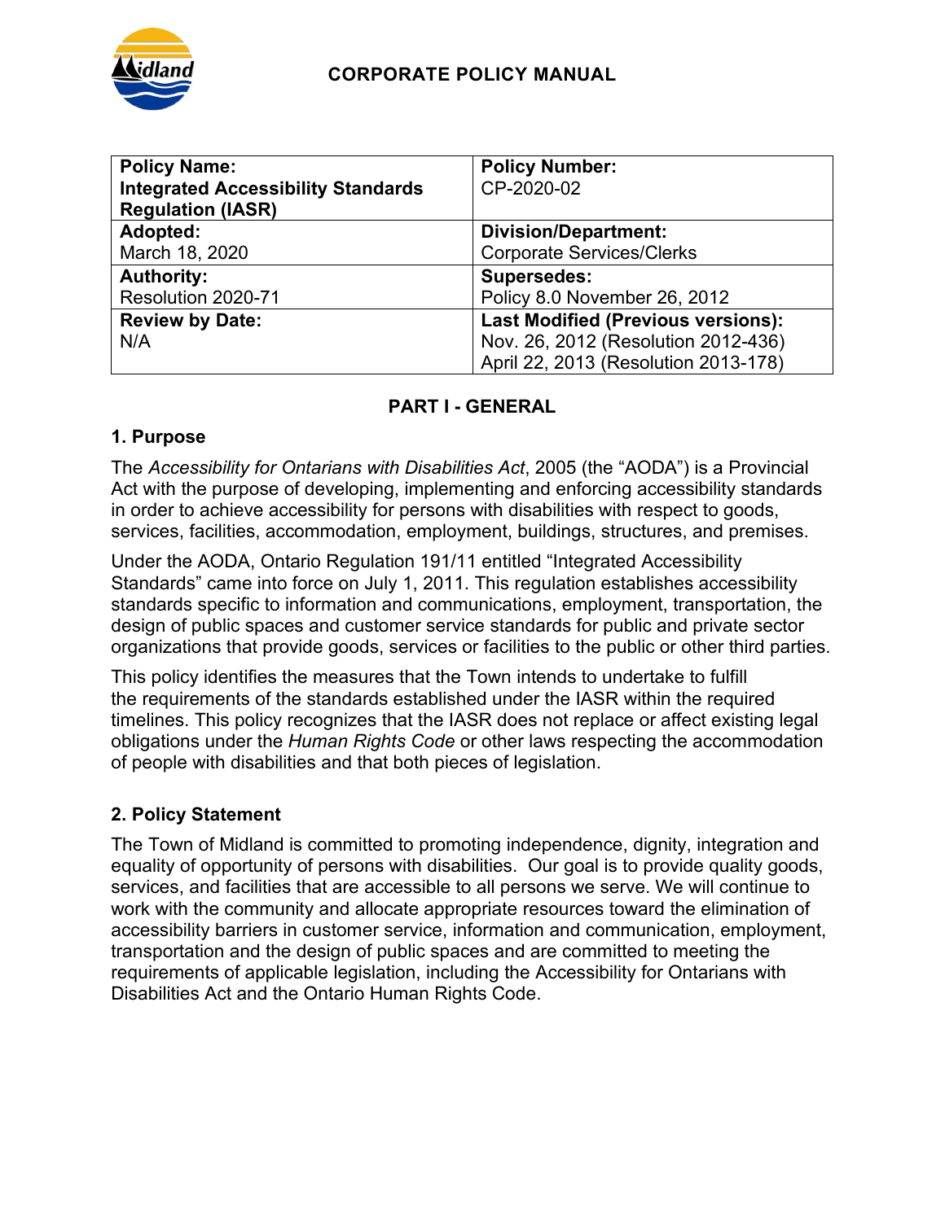# CORPORATE POLICY MANUAL

| **Policy Name:** **Integrated Accessibility Standards Regulation (IASR)** | **Policy Number:** CP-2020-02 |
| --- | --- |
| **Adopted:** March 18, 2020 | **Division/Department:** Corporate Services/Clerks |
| **Authority:** Resolution 2020-71 | **Supersedes:** Policy 8.0 November 26, 2012 |
| **Review by Date:** N/A | **Last Modified (Previous versions):** Nov. 26, 2012 (Resolution 2012-436) April 22, 2013 (Resolution 2013-178) |

## PART I - GENERAL

### 1. Purpose

The *Accessibility for Ontarians with Disabilities Act*, 2005 (the "AODA") is a Provincial Act with the purpose of developing, implementing and enforcing accessibility standards in order to achieve accessibility for persons with disabilities with respect to goods, services, facilities, accommodation, employment, buildings, structures, and premises.

Under the AODA, Ontario Regulation 191/11 entitled "Integrated Accessibility Standards" came into force on July 1, 2011. This regulation establishes accessibility standards specific to information and communications, employment, transportation, the design of public spaces and customer service standards for public and private sector organizations that provide goods, services or facilities to the public or other third parties.

This policy identifies the measures that the Town intends to undertake to fulfill the requirements of the standards established under the IASR within the required timelines. This policy recognizes that the IASR does not replace or affect existing legal obligations under the *Human Rights Code* or other laws respecting the accommodation of people with disabilities and that both pieces of legislation.

### 2. Policy Statement

The Town of Midland is committed to promoting independence, dignity, integration and equality of opportunity of persons with disabilities. Our goal is to provide quality goods, services, and facilities that are accessible to all persons we serve. We will continue to work with the community and allocate appropriate resources toward the elimination of accessibility barriers in customer service, information and communication, employment, transportation and the design of public spaces and are committed to meeting the requirements of applicable legislation, including the Accessibility for Ontarians with Disabilities Act and the Ontario Human Rights Code.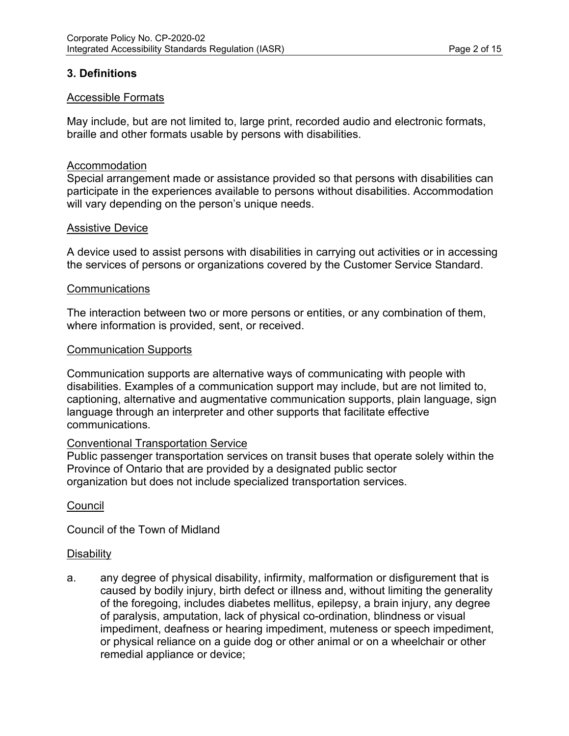## 3. Definitions

Accessible Formats

May include, but are not limited to, large print, recorded audio and electronic formats, braille and other formats usable by persons with disabilities.

Accommodation

Special arrangement made or assistance provided so that persons with disabilities can participate in the experiences available to persons without disabilities. Accommodation will vary depending on the person's unique needs.

Assistive Device

A device used to assist persons with disabilities in carrying out activities or in accessing the services of persons or organizations covered by the Customer Service Standard.

Communications

The interaction between two or more persons or entities, or any combination of them, where information is provided, sent, or received.

Communication Supports

Communication supports are alternative ways of communicating with people with disabilities. Examples of a communication support may include, but are not limited to, captioning, alternative and augmentative communication supports, plain language, sign language through an interpreter and other supports that facilitate effective communications.

Conventional Transportation Service

Public passenger transportation services on transit buses that operate solely within the Province of Ontario that are provided by a designated public sector organization but does not include specialized transportation services.

Council

Council of the Town of Midland

Disability

a. any degree of physical disability, infirmity, malformation or disfigurement that is caused by bodily injury, birth defect or illness and, without limiting the generality of the foregoing, includes diabetes mellitus, epilepsy, a brain injury, any degree of paralysis, amputation, lack of physical co-ordination, blindness or visual impediment, deafness or hearing impediment, muteness or speech impediment, or physical reliance on a guide dog or other animal or on a wheelchair or other remedial appliance or device;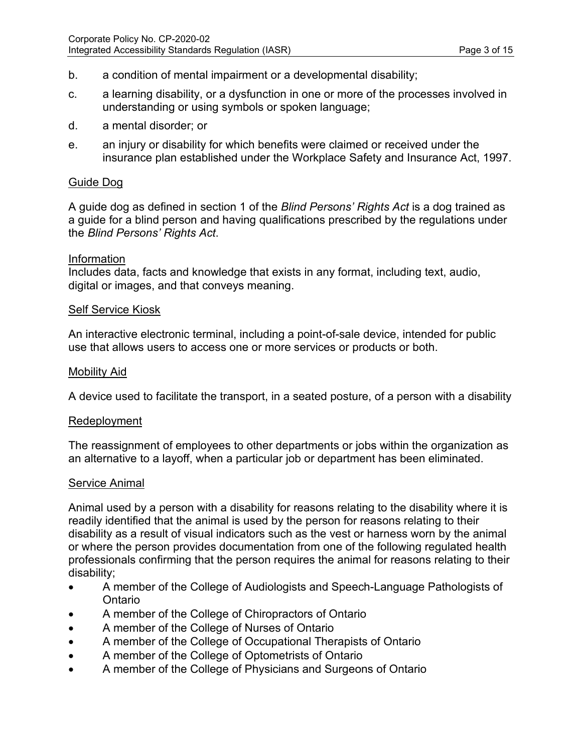b. a condition of mental impairment or a developmental disability;

c. a learning disability, or a dysfunction in one or more of the processes involved in understanding or using symbols or spoken language;

d. a mental disorder; or

e. an injury or disability for which benefits were claimed or received under the insurance plan established under the Workplace Safety and Insurance Act, 1997.

Guide Dog

A guide dog as defined in section 1 of the *Blind Persons' Rights Act* is a dog trained as a guide for a blind person and having qualifications prescribed by the regulations under the *Blind Persons' Rights Act*.

Information

Includes data, facts and knowledge that exists in any format, including text, audio, digital or images, and that conveys meaning.

Self Service Kiosk

An interactive electronic terminal, including a point-of-sale device, intended for public use that allows users to access one or more services or products or both.

Mobility Aid

A device used to facilitate the transport, in a seated posture, of a person with a disability

Redeployment

The reassignment of employees to other departments or jobs within the organization as an alternative to a layoff, when a particular job or department has been eliminated.

Service Animal

Animal used by a person with a disability for reasons relating to the disability where it is readily identified that the animal is used by the person for reasons relating to their disability as a result of visual indicators such as the vest or harness worn by the animal or where the person provides documentation from one of the following regulated health professionals confirming that the person requires the animal for reasons relating to their disability;

- A member of the College of Audiologists and Speech-Language Pathologists of Ontario
- A member of the College of Chiropractors of Ontario
- A member of the College of Nurses of Ontario
- A member of the College of Occupational Therapists of Ontario
- A member of the College of Optometrists of Ontario
- A member of the College of Physicians and Surgeons of Ontario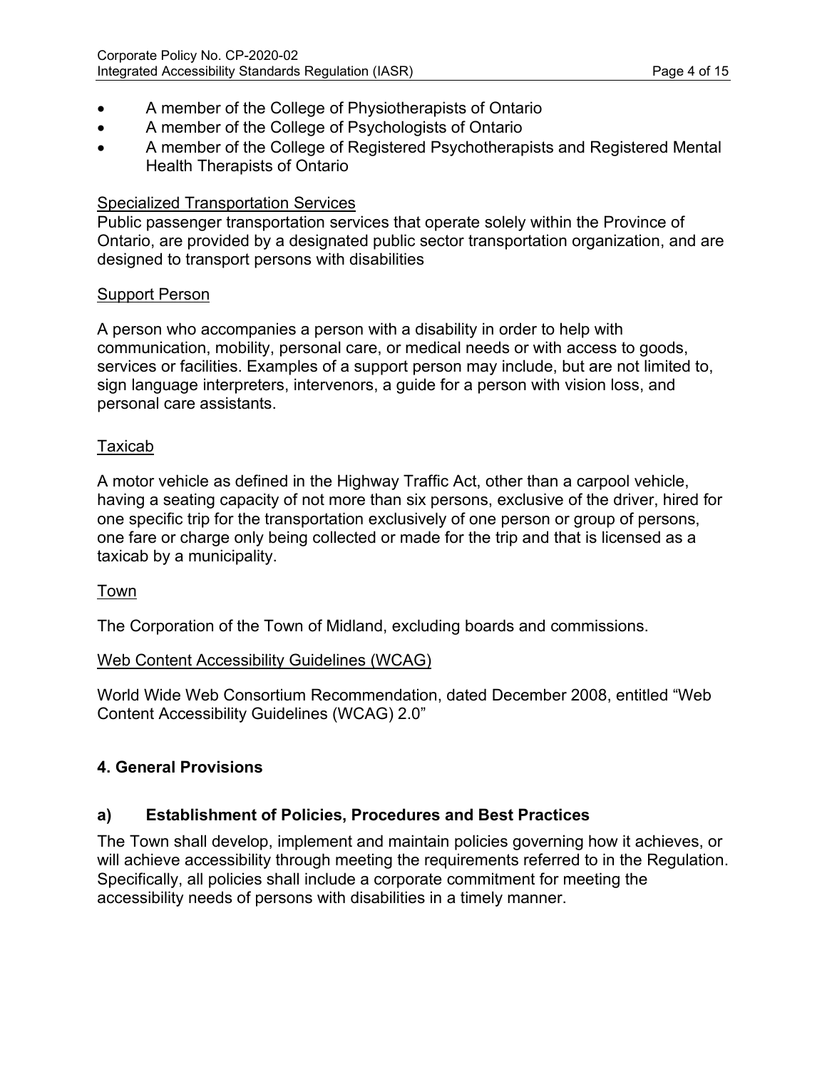- A member of the College of Physiotherapists of Ontario
- A member of the College of Psychologists of Ontario
- A member of the College of Registered Psychotherapists and Registered Mental Health Therapists of Ontario

Specialized Transportation Services

Public passenger transportation services that operate solely within the Province of Ontario, are provided by a designated public sector transportation organization, and are designed to transport persons with disabilities

Support Person

A person who accompanies a person with a disability in order to help with communication, mobility, personal care, or medical needs or with access to goods, services or facilities. Examples of a support person may include, but are not limited to, sign language interpreters, intervenors, a guide for a person with vision loss, and personal care assistants.

Taxicab

A motor vehicle as defined in the Highway Traffic Act, other than a carpool vehicle, having a seating capacity of not more than six persons, exclusive of the driver, hired for one specific trip for the transportation exclusively of one person or group of persons, one fare or charge only being collected or made for the trip and that is licensed as a taxicab by a municipality.

Town

The Corporation of the Town of Midland, excluding boards and commissions.

Web Content Accessibility Guidelines (WCAG)

World Wide Web Consortium Recommendation, dated December 2008, entitled "Web Content Accessibility Guidelines (WCAG) 2.0"

## 4. General Provisions

### a) Establishment of Policies, Procedures and Best Practices

The Town shall develop, implement and maintain policies governing how it achieves, or will achieve accessibility through meeting the requirements referred to in the Regulation. Specifically, all policies shall include a corporate commitment for meeting the accessibility needs of persons with disabilities in a timely manner.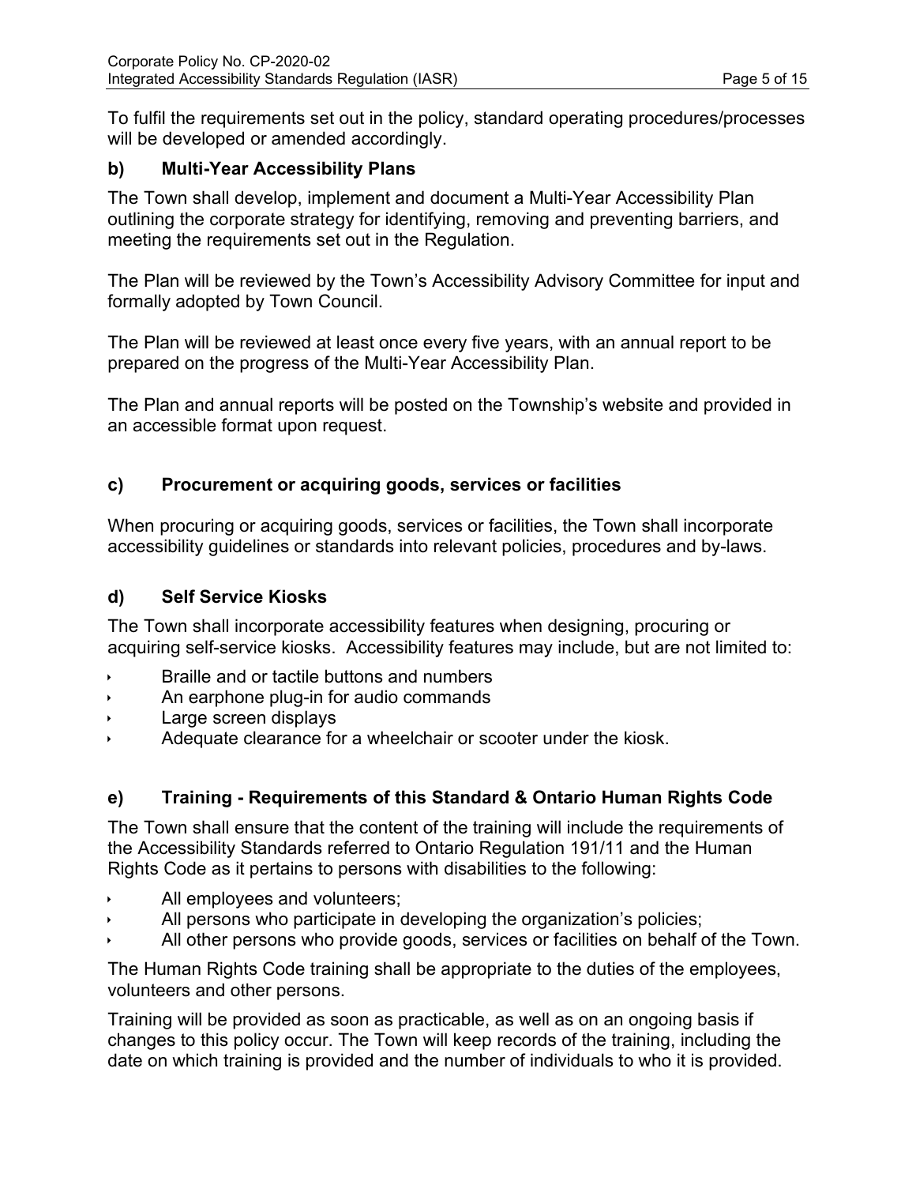To fulfil the requirements set out in the policy, standard operating procedures/processes will be developed or amended accordingly.

### b) Multi-Year Accessibility Plans

The Town shall develop, implement and document a Multi-Year Accessibility Plan outlining the corporate strategy for identifying, removing and preventing barriers, and meeting the requirements set out in the Regulation.

The Plan will be reviewed by the Town's Accessibility Advisory Committee for input and formally adopted by Town Council.

The Plan will be reviewed at least once every five years, with an annual report to be prepared on the progress of the Multi-Year Accessibility Plan.

The Plan and annual reports will be posted on the Township's website and provided in an accessible format upon request.

### c) Procurement or acquiring goods, services or facilities

When procuring or acquiring goods, services or facilities, the Town shall incorporate accessibility guidelines or standards into relevant policies, procedures and by-laws.

### d) Self Service Kiosks

The Town shall incorporate accessibility features when designing, procuring or acquiring self-service kiosks. Accessibility features may include, but are not limited to:

- Braille and or tactile buttons and numbers
- An earphone plug-in for audio commands
- Large screen displays
- Adequate clearance for a wheelchair or scooter under the kiosk.

### e) Training - Requirements of this Standard & Ontario Human Rights Code

The Town shall ensure that the content of the training will include the requirements of the Accessibility Standards referred to Ontario Regulation 191/11 and the Human Rights Code as it pertains to persons with disabilities to the following:

- All employees and volunteers;
- All persons who participate in developing the organization's policies;
- All other persons who provide goods, services or facilities on behalf of the Town.

The Human Rights Code training shall be appropriate to the duties of the employees, volunteers and other persons.

Training will be provided as soon as practicable, as well as on an ongoing basis if changes to this policy occur. The Town will keep records of the training, including the date on which training is provided and the number of individuals to who it is provided.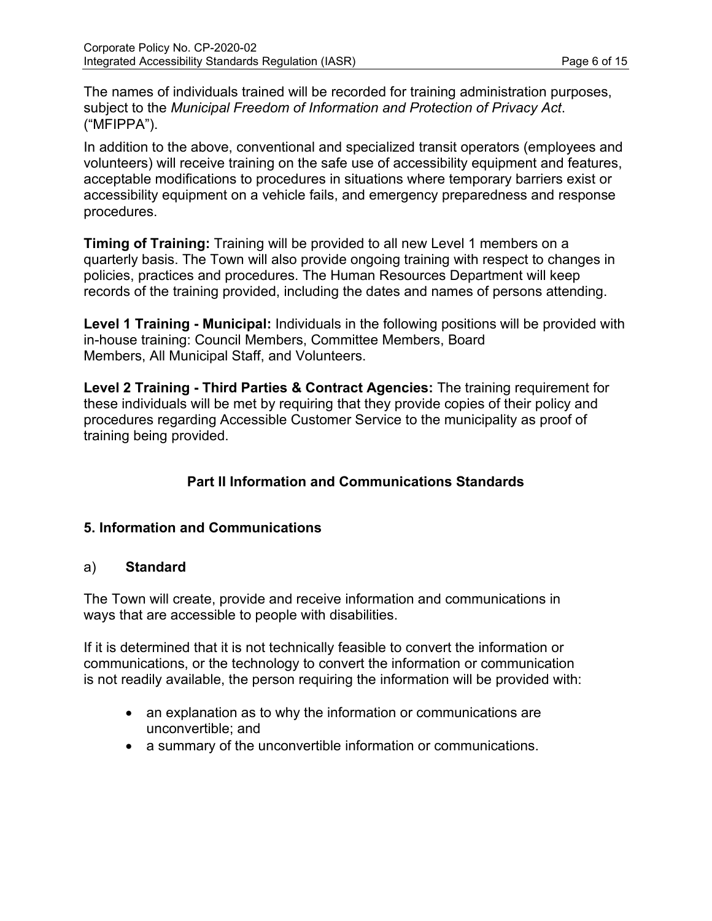The names of individuals trained will be recorded for training administration purposes, subject to the *Municipal Freedom of Information and Protection of Privacy Act*. ("MFIPPA").

In addition to the above, conventional and specialized transit operators (employees and volunteers) will receive training on the safe use of accessibility equipment and features, acceptable modifications to procedures in situations where temporary barriers exist or accessibility equipment on a vehicle fails, and emergency preparedness and response procedures.

**Timing of Training:** Training will be provided to all new Level 1 members on a quarterly basis. The Town will also provide ongoing training with respect to changes in policies, practices and procedures. The Human Resources Department will keep records of the training provided, including the dates and names of persons attending.

**Level 1 Training - Municipal:** Individuals in the following positions will be provided with in-house training: Council Members, Committee Members, Board Members, All Municipal Staff, and Volunteers.

**Level 2 Training - Third Parties & Contract Agencies:** The training requirement for these individuals will be met by requiring that they provide copies of their policy and procedures regarding Accessible Customer Service to the municipality as proof of training being provided.

## Part II Information and Communications Standards

### 5. Information and Communications

#### a) Standard

The Town will create, provide and receive information and communications in ways that are accessible to people with disabilities.

If it is determined that it is not technically feasible to convert the information or communications, or the technology to convert the information or communication is not readily available, the person requiring the information will be provided with:

- an explanation as to why the information or communications are unconvertible; and
- a summary of the unconvertible information or communications.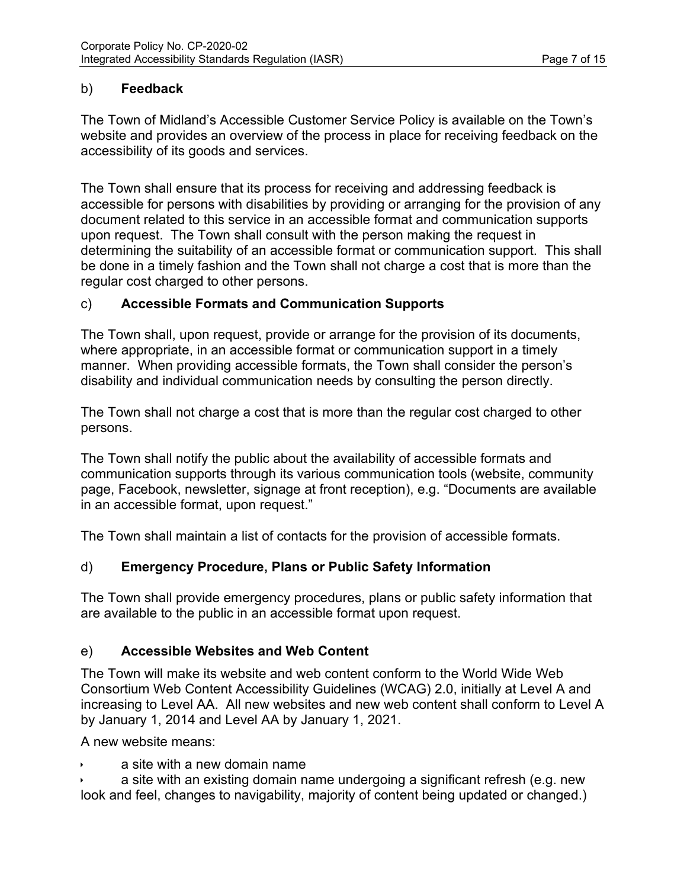b) **Feedback**

The Town of Midland's Accessible Customer Service Policy is available on the Town's website and provides an overview of the process in place for receiving feedback on the accessibility of its goods and services.

The Town shall ensure that its process for receiving and addressing feedback is accessible for persons with disabilities by providing or arranging for the provision of any document related to this service in an accessible format and communication supports upon request. The Town shall consult with the person making the request in determining the suitability of an accessible format or communication support. This shall be done in a timely fashion and the Town shall not charge a cost that is more than the regular cost charged to other persons.

c) **Accessible Formats and Communication Supports**

The Town shall, upon request, provide or arrange for the provision of its documents, where appropriate, in an accessible format or communication support in a timely manner. When providing accessible formats, the Town shall consider the person's disability and individual communication needs by consulting the person directly.

The Town shall not charge a cost that is more than the regular cost charged to other persons.

The Town shall notify the public about the availability of accessible formats and communication supports through its various communication tools (website, community page, Facebook, newsletter, signage at front reception), e.g. "Documents are available in an accessible format, upon request."

The Town shall maintain a list of contacts for the provision of accessible formats.

d) **Emergency Procedure, Plans or Public Safety Information**

The Town shall provide emergency procedures, plans or public safety information that are available to the public in an accessible format upon request.

e) **Accessible Websites and Web Content**

The Town will make its website and web content conform to the World Wide Web Consortium Web Content Accessibility Guidelines (WCAG) 2.0, initially at Level A and increasing to Level AA. All new websites and new web content shall conform to Level A by January 1, 2014 and Level AA by January 1, 2021.

A new website means:

- a site with a new domain name
- a site with an existing domain name undergoing a significant refresh (e.g. new look and feel, changes to navigability, majority of content being updated or changed.)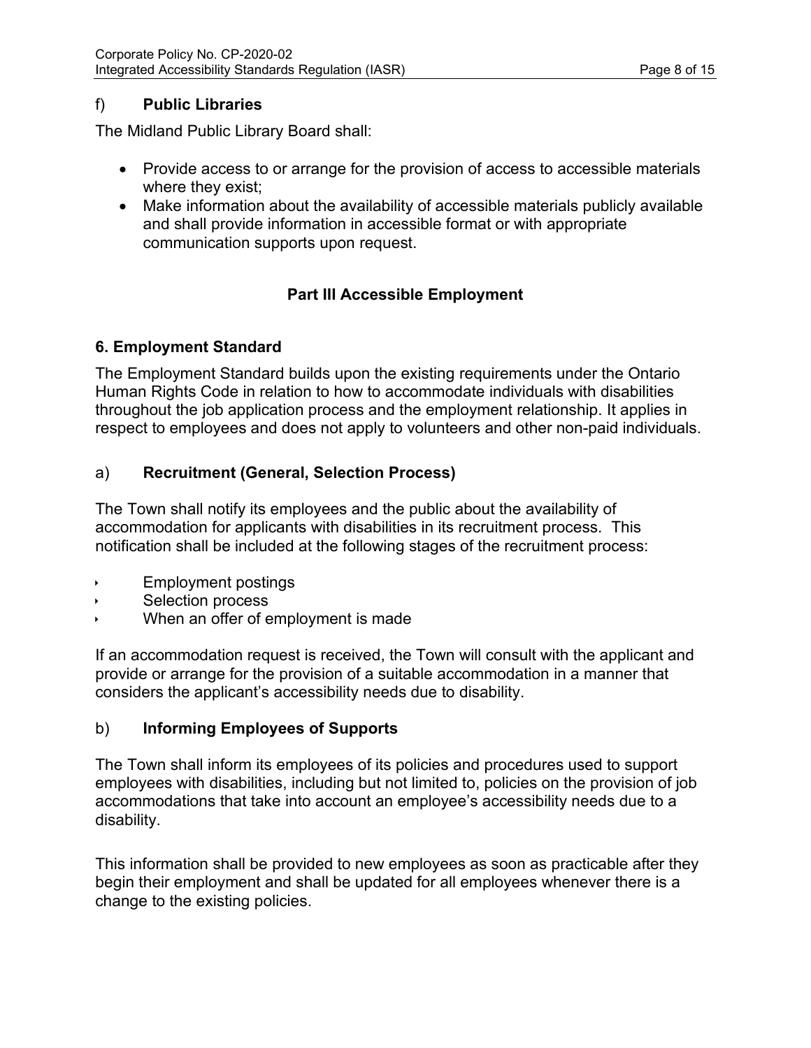### f) **Public Libraries**

The Midland Public Library Board shall:

- Provide access to or arrange for the provision of access to accessible materials where they exist;
- Make information about the availability of accessible materials publicly available and shall provide information in accessible format or with appropriate communication supports upon request.

## Part III Accessible Employment

### 6. Employment Standard

The Employment Standard builds upon the existing requirements under the Ontario Human Rights Code in relation to how to accommodate individuals with disabilities throughout the job application process and the employment relationship. It applies in respect to employees and does not apply to volunteers and other non-paid individuals.

### a) **Recruitment (General, Selection Process)**

The Town shall notify its employees and the public about the availability of accommodation for applicants with disabilities in its recruitment process. This notification shall be included at the following stages of the recruitment process:

- Employment postings
- Selection process
- When an offer of employment is made

If an accommodation request is received, the Town will consult with the applicant and provide or arrange for the provision of a suitable accommodation in a manner that considers the applicant's accessibility needs due to disability.

### b) **Informing Employees of Supports**

The Town shall inform its employees of its policies and procedures used to support employees with disabilities, including but not limited to, policies on the provision of job accommodations that take into account an employee's accessibility needs due to a disability.

This information shall be provided to new employees as soon as practicable after they begin their employment and shall be updated for all employees whenever there is a change to the existing policies.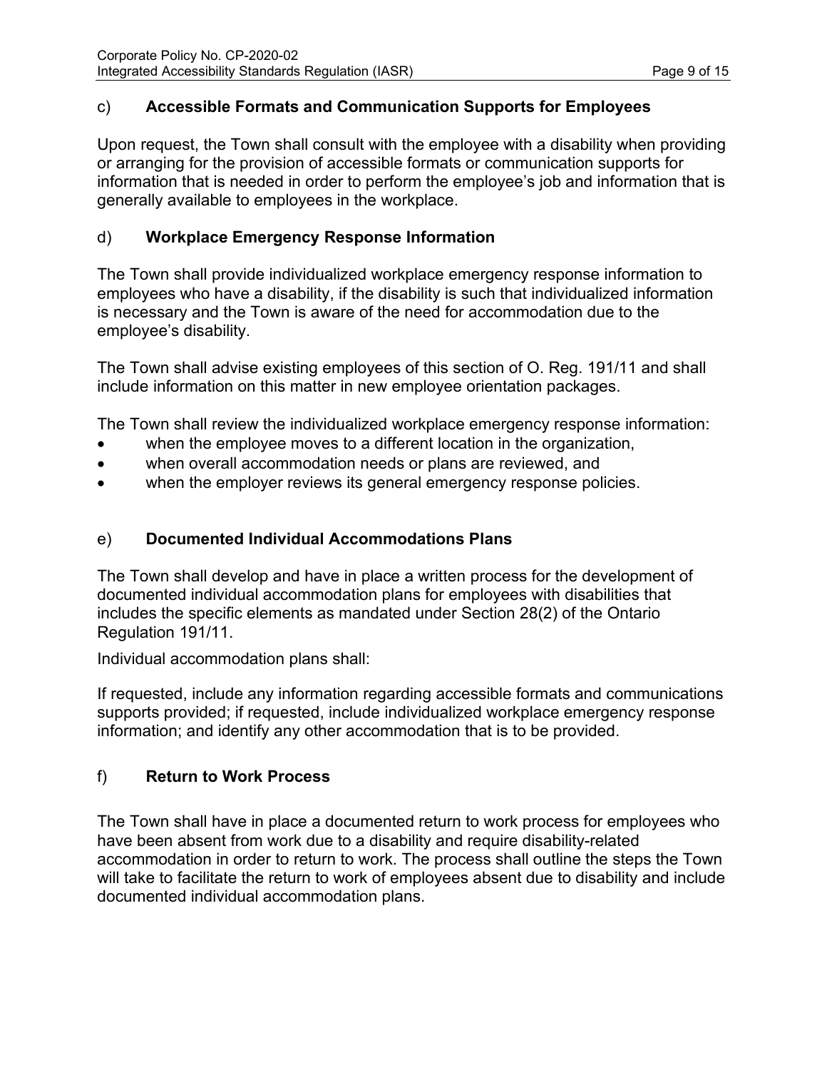### c) **Accessible Formats and Communication Supports for Employees**

Upon request, the Town shall consult with the employee with a disability when providing or arranging for the provision of accessible formats or communication supports for information that is needed in order to perform the employee's job and information that is generally available to employees in the workplace.

### d) **Workplace Emergency Response Information**

The Town shall provide individualized workplace emergency response information to employees who have a disability, if the disability is such that individualized information is necessary and the Town is aware of the need for accommodation due to the employee's disability.

The Town shall advise existing employees of this section of O. Reg. 191/11 and shall include information on this matter in new employee orientation packages.

The Town shall review the individualized workplace emergency response information:

- when the employee moves to a different location in the organization,
- when overall accommodation needs or plans are reviewed, and
- when the employer reviews its general emergency response policies.

### e) **Documented Individual Accommodations Plans**

The Town shall develop and have in place a written process for the development of documented individual accommodation plans for employees with disabilities that includes the specific elements as mandated under Section 28(2) of the Ontario Regulation 191/11.

Individual accommodation plans shall:

If requested, include any information regarding accessible formats and communications supports provided; if requested, include individualized workplace emergency response information; and identify any other accommodation that is to be provided.

### f) **Return to Work Process**

The Town shall have in place a documented return to work process for employees who have been absent from work due to a disability and require disability-related accommodation in order to return to work. The process shall outline the steps the Town will take to facilitate the return to work of employees absent due to disability and include documented individual accommodation plans.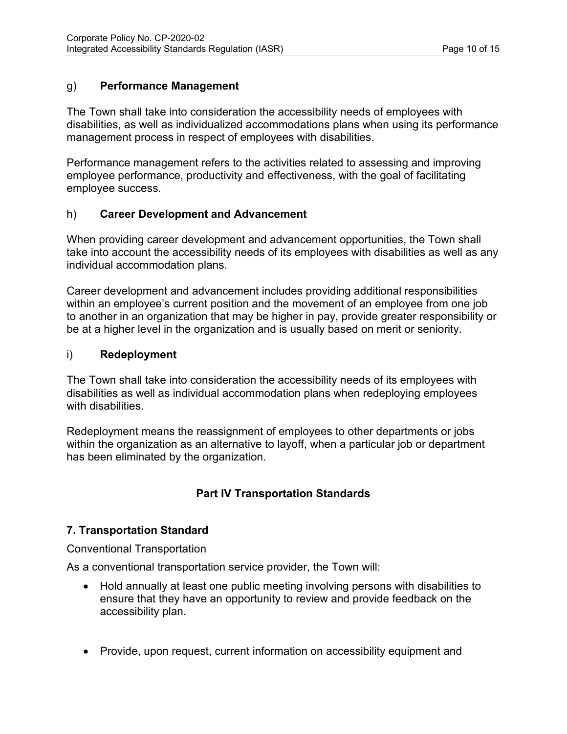### g) **Performance Management**

The Town shall take into consideration the accessibility needs of employees with disabilities, as well as individualized accommodations plans when using its performance management process in respect of employees with disabilities.

Performance management refers to the activities related to assessing and improving employee performance, productivity and effectiveness, with the goal of facilitating employee success.

### h) **Career Development and Advancement**

When providing career development and advancement opportunities, the Town shall take into account the accessibility needs of its employees with disabilities as well as any individual accommodation plans.

Career development and advancement includes providing additional responsibilities within an employee's current position and the movement of an employee from one job to another in an organization that may be higher in pay, provide greater responsibility or be at a higher level in the organization and is usually based on merit or seniority.

### i) **Redeployment**

The Town shall take into consideration the accessibility needs of its employees with disabilities as well as individual accommodation plans when redeploying employees with disabilities.

Redeployment means the reassignment of employees to other departments or jobs within the organization as an alternative to layoff, when a particular job or department has been eliminated by the organization.

## Part IV Transportation Standards

### 7. Transportation Standard

Conventional Transportation

As a conventional transportation service provider, the Town will:

- Hold annually at least one public meeting involving persons with disabilities to ensure that they have an opportunity to review and provide feedback on the accessibility plan.

- Provide, upon request, current information on accessibility equipment and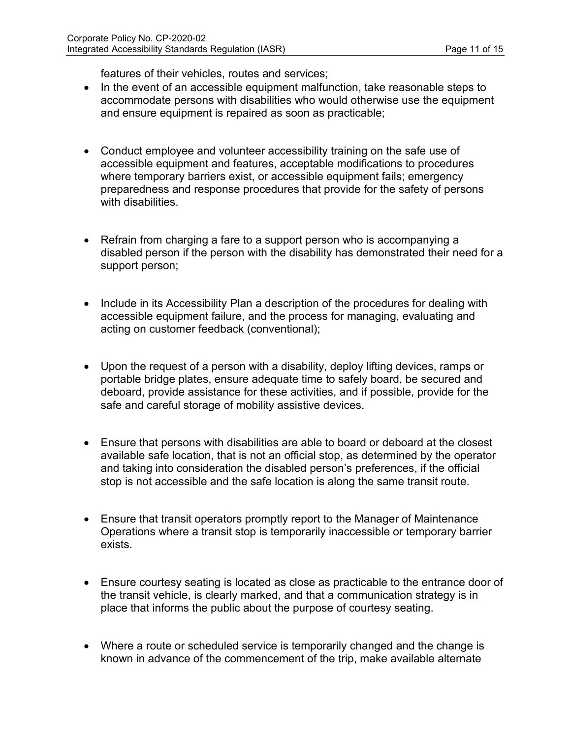features of their vehicles, routes and services;

- In the event of an accessible equipment malfunction, take reasonable steps to accommodate persons with disabilities who would otherwise use the equipment and ensure equipment is repaired as soon as practicable;

- Conduct employee and volunteer accessibility training on the safe use of accessible equipment and features, acceptable modifications to procedures where temporary barriers exist, or accessible equipment fails; emergency preparedness and response procedures that provide for the safety of persons with disabilities.

- Refrain from charging a fare to a support person who is accompanying a disabled person if the person with the disability has demonstrated their need for a support person;

- Include in its Accessibility Plan a description of the procedures for dealing with accessible equipment failure, and the process for managing, evaluating and acting on customer feedback (conventional);

- Upon the request of a person with a disability, deploy lifting devices, ramps or portable bridge plates, ensure adequate time to safely board, be secured and deboard, provide assistance for these activities, and if possible, provide for the safe and careful storage of mobility assistive devices.

- Ensure that persons with disabilities are able to board or deboard at the closest available safe location, that is not an official stop, as determined by the operator and taking into consideration the disabled person's preferences, if the official stop is not accessible and the safe location is along the same transit route.

- Ensure that transit operators promptly report to the Manager of Maintenance Operations where a transit stop is temporarily inaccessible or temporary barrier exists.

- Ensure courtesy seating is located as close as practicable to the entrance door of the transit vehicle, is clearly marked, and that a communication strategy is in place that informs the public about the purpose of courtesy seating.

- Where a route or scheduled service is temporarily changed and the change is known in advance of the commencement of the trip, make available alternate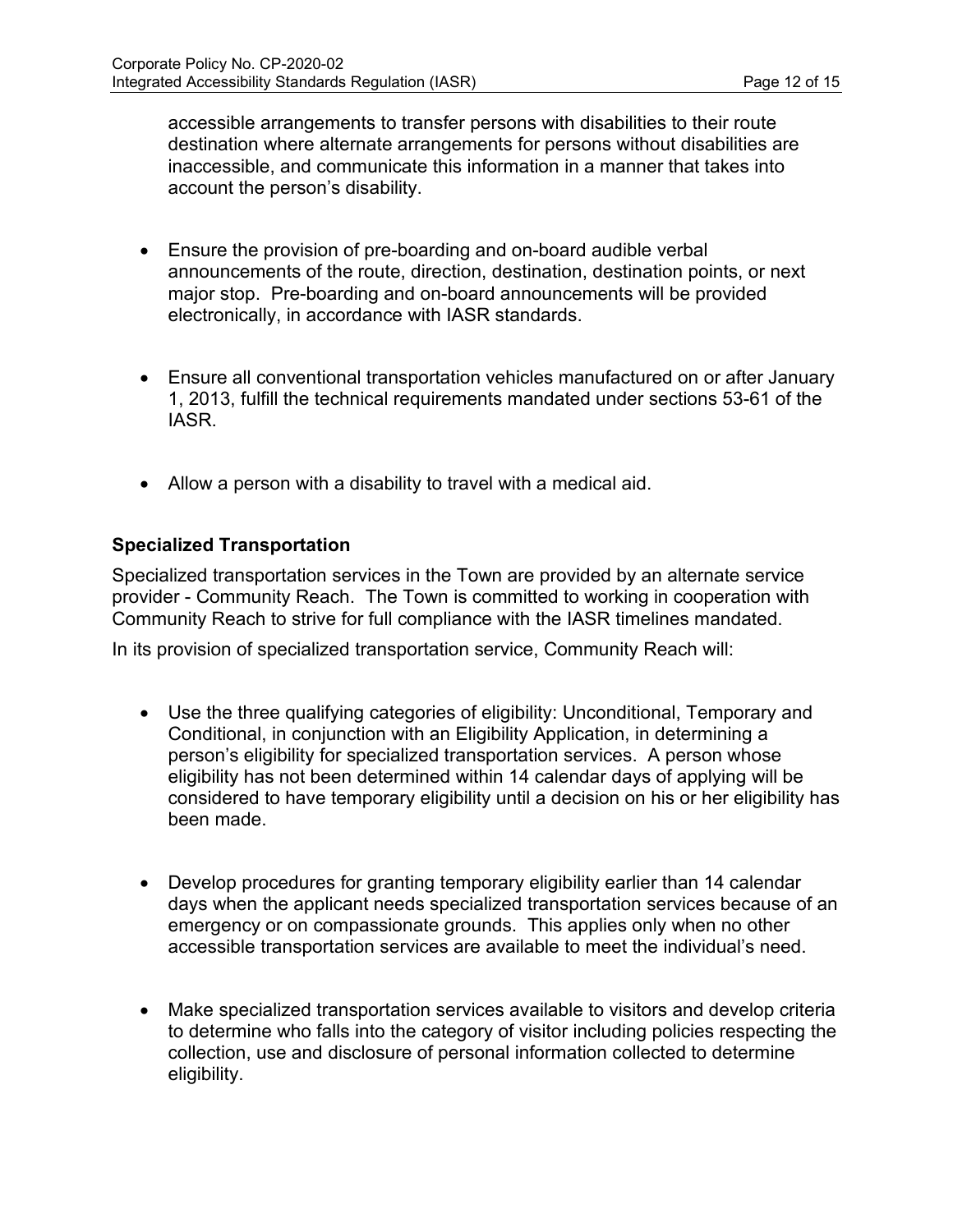accessible arrangements to transfer persons with disabilities to their route destination where alternate arrangements for persons without disabilities are inaccessible, and communicate this information in a manner that takes into account the person's disability.

- Ensure the provision of pre-boarding and on-board audible verbal announcements of the route, direction, destination, destination points, or next major stop. Pre-boarding and on-board announcements will be provided electronically, in accordance with IASR standards.

- Ensure all conventional transportation vehicles manufactured on or after January 1, 2013, fulfill the technical requirements mandated under sections 53-61 of the IASR.

- Allow a person with a disability to travel with a medical aid.

**Specialized Transportation**

Specialized transportation services in the Town are provided by an alternate service provider - Community Reach. The Town is committed to working in cooperation with Community Reach to strive for full compliance with the IASR timelines mandated.

In its provision of specialized transportation service, Community Reach will:

- Use the three qualifying categories of eligibility: Unconditional, Temporary and Conditional, in conjunction with an Eligibility Application, in determining a person's eligibility for specialized transportation services. A person whose eligibility has not been determined within 14 calendar days of applying will be considered to have temporary eligibility until a decision on his or her eligibility has been made.

- Develop procedures for granting temporary eligibility earlier than 14 calendar days when the applicant needs specialized transportation services because of an emergency or on compassionate grounds. This applies only when no other accessible transportation services are available to meet the individual's need.

- Make specialized transportation services available to visitors and develop criteria to determine who falls into the category of visitor including policies respecting the collection, use and disclosure of personal information collected to determine eligibility.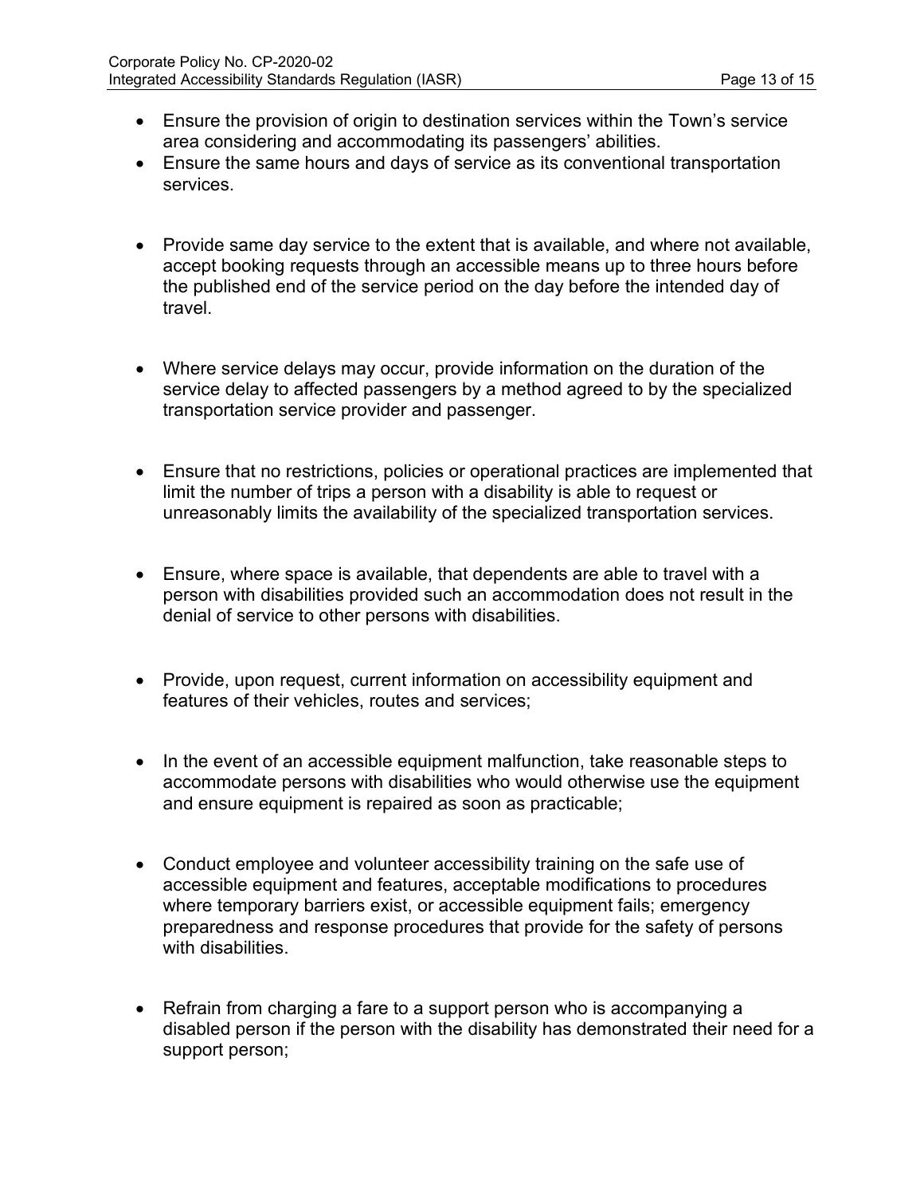- Ensure the provision of origin to destination services within the Town's service area considering and accommodating its passengers' abilities.
- Ensure the same hours and days of service as its conventional transportation services.

- Provide same day service to the extent that is available, and where not available, accept booking requests through an accessible means up to three hours before the published end of the service period on the day before the intended day of travel.

- Where service delays may occur, provide information on the duration of the service delay to affected passengers by a method agreed to by the specialized transportation service provider and passenger.

- Ensure that no restrictions, policies or operational practices are implemented that limit the number of trips a person with a disability is able to request or unreasonably limits the availability of the specialized transportation services.

- Ensure, where space is available, that dependents are able to travel with a person with disabilities provided such an accommodation does not result in the denial of service to other persons with disabilities.

- Provide, upon request, current information on accessibility equipment and features of their vehicles, routes and services;

- In the event of an accessible equipment malfunction, take reasonable steps to accommodate persons with disabilities who would otherwise use the equipment and ensure equipment is repaired as soon as practicable;

- Conduct employee and volunteer accessibility training on the safe use of accessible equipment and features, acceptable modifications to procedures where temporary barriers exist, or accessible equipment fails; emergency preparedness and response procedures that provide for the safety of persons with disabilities.

- Refrain from charging a fare to a support person who is accompanying a disabled person if the person with the disability has demonstrated their need for a support person;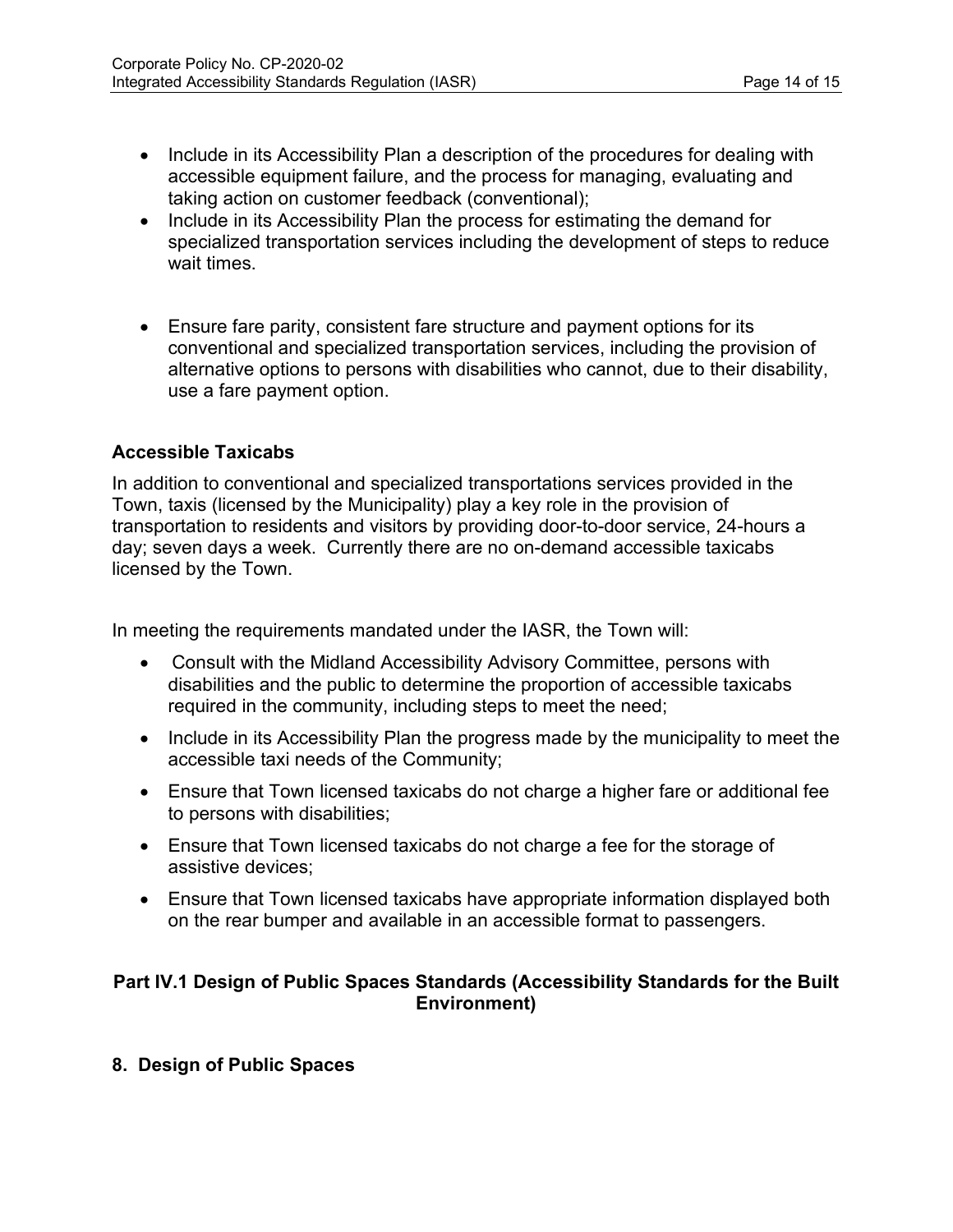- Include in its Accessibility Plan a description of the procedures for dealing with accessible equipment failure, and the process for managing, evaluating and taking action on customer feedback (conventional);
- Include in its Accessibility Plan the process for estimating the demand for specialized transportation services including the development of steps to reduce wait times.

- Ensure fare parity, consistent fare structure and payment options for its conventional and specialized transportation services, including the provision of alternative options to persons with disabilities who cannot, due to their disability, use a fare payment option.

### Accessible Taxicabs

In addition to conventional and specialized transportations services provided in the Town, taxis (licensed by the Municipality) play a key role in the provision of transportation to residents and visitors by providing door-to-door service, 24-hours a day; seven days a week. Currently there are no on-demand accessible taxicabs licensed by the Town.

In meeting the requirements mandated under the IASR, the Town will:

- Consult with the Midland Accessibility Advisory Committee, persons with disabilities and the public to determine the proportion of accessible taxicabs required in the community, including steps to meet the need;
- Include in its Accessibility Plan the progress made by the municipality to meet the accessible taxi needs of the Community;
- Ensure that Town licensed taxicabs do not charge a higher fare or additional fee to persons with disabilities;
- Ensure that Town licensed taxicabs do not charge a fee for the storage of assistive devices;
- Ensure that Town licensed taxicabs have appropriate information displayed both on the rear bumper and available in an accessible format to passengers.

## Part IV.1 Design of Public Spaces Standards (Accessibility Standards for the Built Environment)

### 8. Design of Public Spaces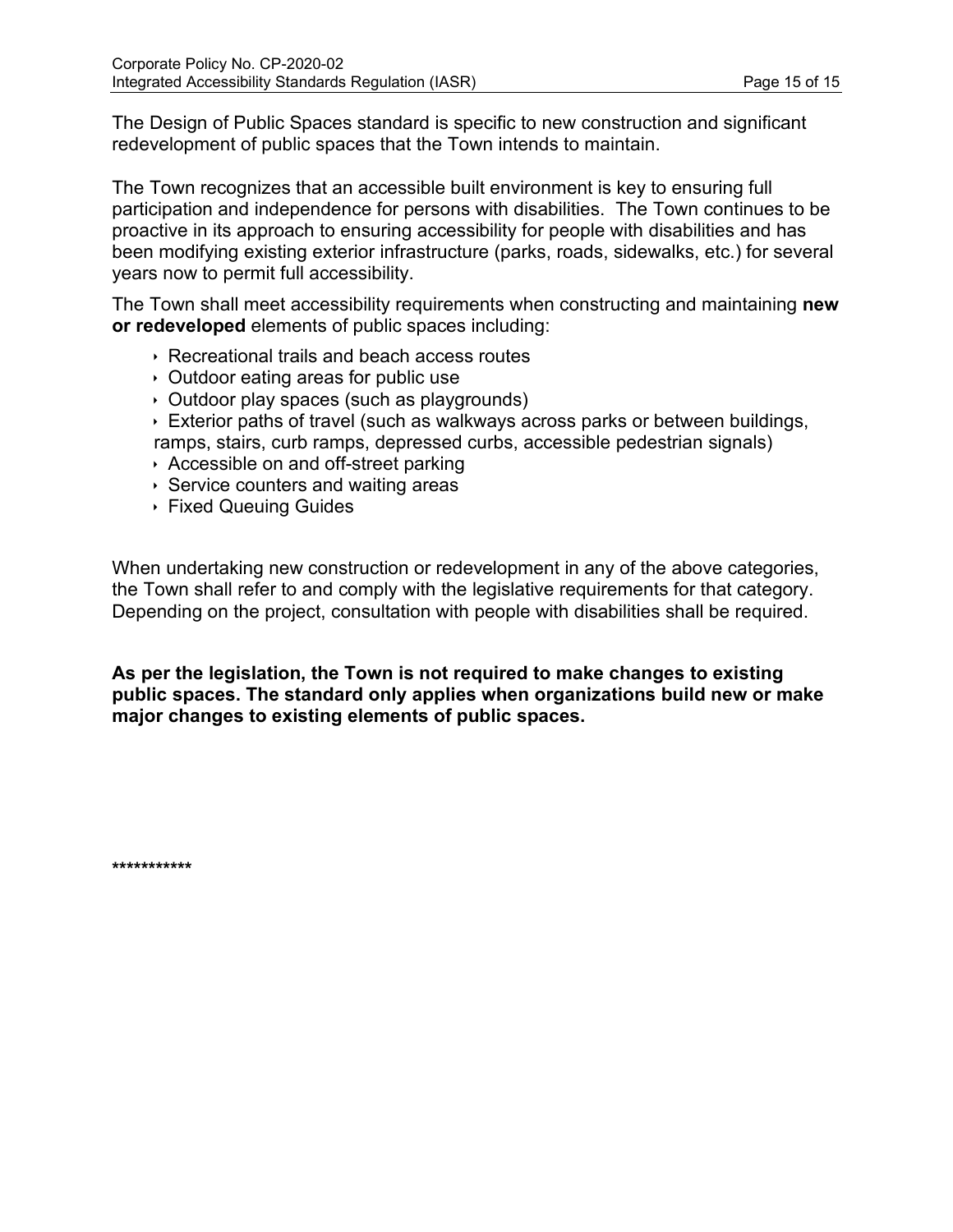The Design of Public Spaces standard is specific to new construction and significant redevelopment of public spaces that the Town intends to maintain.

The Town recognizes that an accessible built environment is key to ensuring full participation and independence for persons with disabilities. The Town continues to be proactive in its approach to ensuring accessibility for people with disabilities and has been modifying existing exterior infrastructure (parks, roads, sidewalks, etc.) for several years now to permit full accessibility.

The Town shall meet accessibility requirements when constructing and maintaining **new or redeveloped** elements of public spaces including:

- Recreational trails and beach access routes
- Outdoor eating areas for public use
- Outdoor play spaces (such as playgrounds)
- Exterior paths of travel (such as walkways across parks or between buildings, ramps, stairs, curb ramps, depressed curbs, accessible pedestrian signals)
- Accessible on and off-street parking
- Service counters and waiting areas
- Fixed Queuing Guides

When undertaking new construction or redevelopment in any of the above categories, the Town shall refer to and comply with the legislative requirements for that category. Depending on the project, consultation with people with disabilities shall be required.

**As per the legislation, the Town is not required to make changes to existing public spaces. The standard only applies when organizations build new or make major changes to existing elements of public spaces.**

***********